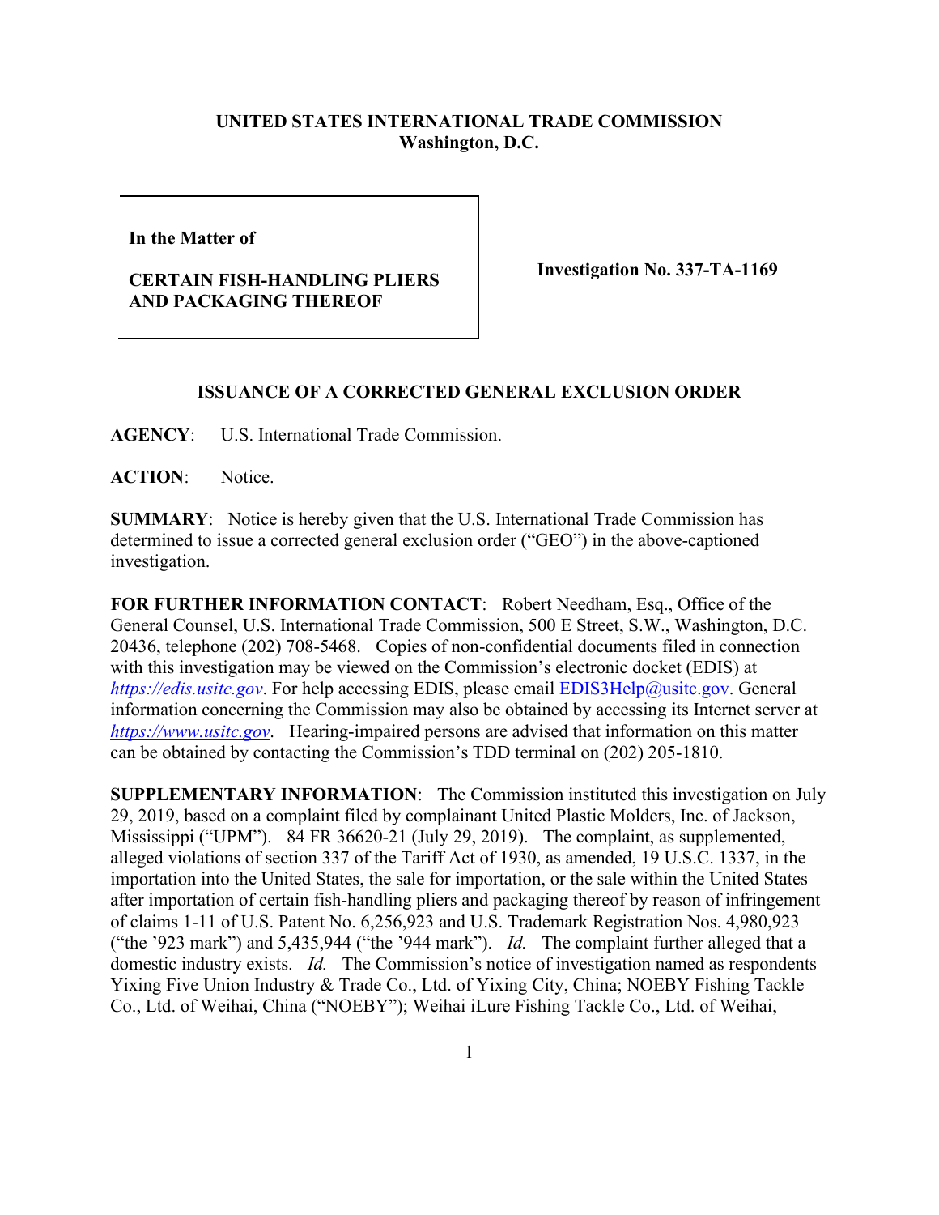**UNITED STATES INTERNATIONAL TRADE COMMISSION**
**Washington, D.C.**

| **In the Matter of**<br><br>**CERTAIN FISH-HANDLING PLIERS AND PACKAGING THEREOF** | **Investigation No. 337-TA-1169** |
|---|---|

**ISSUANCE OF A CORRECTED GENERAL EXCLUSION ORDER**

**AGENCY**: U.S. International Trade Commission.

**ACTION**: Notice.

**SUMMARY**: Notice is hereby given that the U.S. International Trade Commission has determined to issue a corrected general exclusion order ("GEO") in the above-captioned investigation.

**FOR FURTHER INFORMATION CONTACT**: Robert Needham, Esq., Office of the General Counsel, U.S. International Trade Commission, 500 E Street, S.W., Washington, D.C. 20436, telephone (202) 708-5468. Copies of non-confidential documents filed in connection with this investigation may be viewed on the Commission's electronic docket (EDIS) at *https://edis.usitc.gov*. For help accessing EDIS, please email EDIS3Help@usitc.gov. General information concerning the Commission may also be obtained by accessing its Internet server at *https://www.usitc.gov*. Hearing-impaired persons are advised that information on this matter can be obtained by contacting the Commission's TDD terminal on (202) 205-1810.

**SUPPLEMENTARY INFORMATION**: The Commission instituted this investigation on July 29, 2019, based on a complaint filed by complainant United Plastic Molders, Inc. of Jackson, Mississippi ("UPM"). 84 FR 36620-21 (July 29, 2019). The complaint, as supplemented, alleged violations of section 337 of the Tariff Act of 1930, as amended, 19 U.S.C. 1337, in the importation into the United States, the sale for importation, or the sale within the United States after importation of certain fish-handling pliers and packaging thereof by reason of infringement of claims 1-11 of U.S. Patent No. 6,256,923 and U.S. Trademark Registration Nos. 4,980,923 ("the '923 mark") and 5,435,944 ("the '944 mark"). *Id.* The complaint further alleged that a domestic industry exists. *Id.* The Commission's notice of investigation named as respondents Yixing Five Union Industry & Trade Co., Ltd. of Yixing City, China; NOEBY Fishing Tackle Co., Ltd. of Weihai, China ("NOEBY"); Weihai iLure Fishing Tackle Co., Ltd. of Weihai,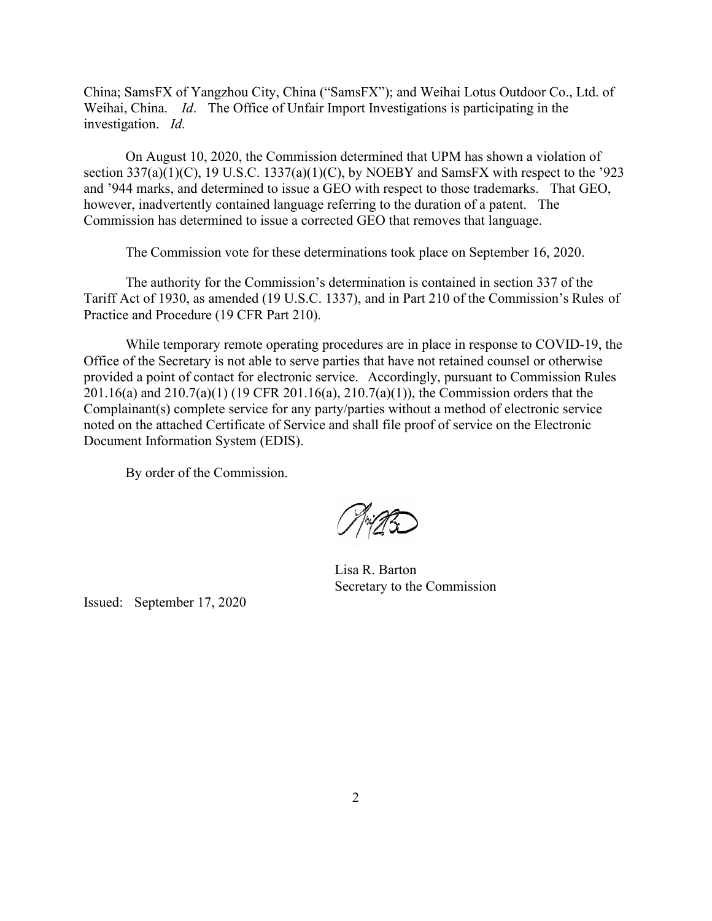China; SamsFX of Yangzhou City, China ("SamsFX"); and Weihai Lotus Outdoor Co., Ltd. of Weihai, China. *Id*. The Office of Unfair Import Investigations is participating in the investigation. *Id.*

On August 10, 2020, the Commission determined that UPM has shown a violation of section 337(a)(1)(C), 19 U.S.C. 1337(a)(1)(C), by NOEBY and SamsFX with respect to the '923 and '944 marks, and determined to issue a GEO with respect to those trademarks. That GEO, however, inadvertently contained language referring to the duration of a patent. The Commission has determined to issue a corrected GEO that removes that language.

The Commission vote for these determinations took place on September 16, 2020.

The authority for the Commission's determination is contained in section 337 of the Tariff Act of 1930, as amended (19 U.S.C. 1337), and in Part 210 of the Commission's Rules of Practice and Procedure (19 CFR Part 210).

While temporary remote operating procedures are in place in response to COVID-19, the Office of the Secretary is not able to serve parties that have not retained counsel or otherwise provided a point of contact for electronic service. Accordingly, pursuant to Commission Rules 201.16(a) and 210.7(a)(1) (19 CFR 201.16(a), 210.7(a)(1)), the Commission orders that the Complainant(s) complete service for any party/parties without a method of electronic service noted on the attached Certificate of Service and shall file proof of service on the Electronic Document Information System (EDIS).

By order of the Commission.

Lisa R. Barton
Secretary to the Commission

Issued: September 17, 2020